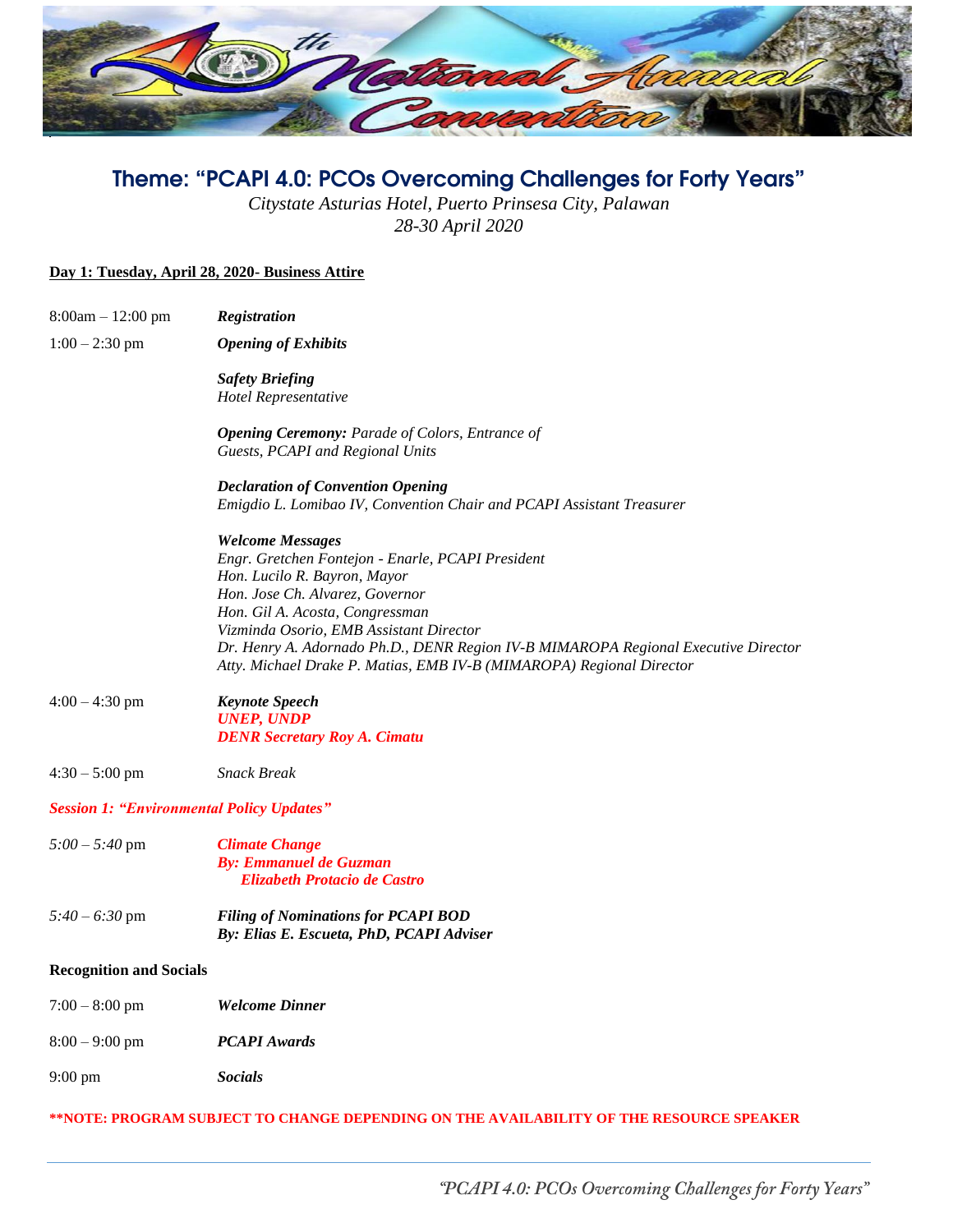# 40th National Annual Convention

## Theme: "PCAPI 4.0: PCOs Overcoming Challenges for Forty Years"

*Citystate Asturias Hotel, Puerto Prinsesa City, Palawan*
*28-30 April 2020*

**Day 1: Tuesday, April 28, 2020- Business Attire**

8:00am – 12:00 pm — ***Registration***

1:00 – 2:30 pm — ***Opening of Exhibits***

***Safety Briefing***
*Hotel Representative*

***Opening Ceremony:*** *Parade of Colors, Entrance of Guests, PCAPI and Regional Units*

***Declaration of Convention Opening***
*Emigdio L. Lombao IV, Convention Chair and PCAPI Assistant Treasurer*

***Welcome Messages***
*Engr. Gretchen Fontejon - Enarle, PCAPI President*
*Hon. Lucilo R. Bayron, Mayor*
*Hon. Jose Ch. Alvarez, Governor*
*Hon. Gil A. Acosta, Congressman*
*Vizminda Osorio, EMB Assistant Director*
*Dr. Henry A. Adornado Ph.D., DENR Region IV-B MIMAROPA Regional Executive Director*
*Atty. Michael Drake P. Matias, EMB IV-B (MIMAROPA) Regional Director*

4:00 – 4:30 pm — ***Keynote Speech***
***UNEP, UNDP***
***DENR Secretary Roy A. Cimatu***

4:30 – 5:00 pm — *Snack Break*

***Session 1: "Environmental Policy Updates"***

*5:00 – 5:40* pm — ***Climate Change***
***By: Emmanuel de Guzman***
***Elizabeth Protacio de Castro***

*5:40 – 6:30* pm — ***Filing of Nominations for PCAPI BOD***
***By: Elias E. Escueta, PhD, PCAPI Adviser***

**Recognition and Socials**

7:00 – 8:00 pm — ***Welcome Dinner***

8:00 – 9:00 pm — ***PCAPI Awards***

9:00 pm — ***Socials***

****NOTE: PROGRAM SUBJECT TO CHANGE DEPENDING ON THE AVAILABILITY OF THE RESOURCE SPEAKER**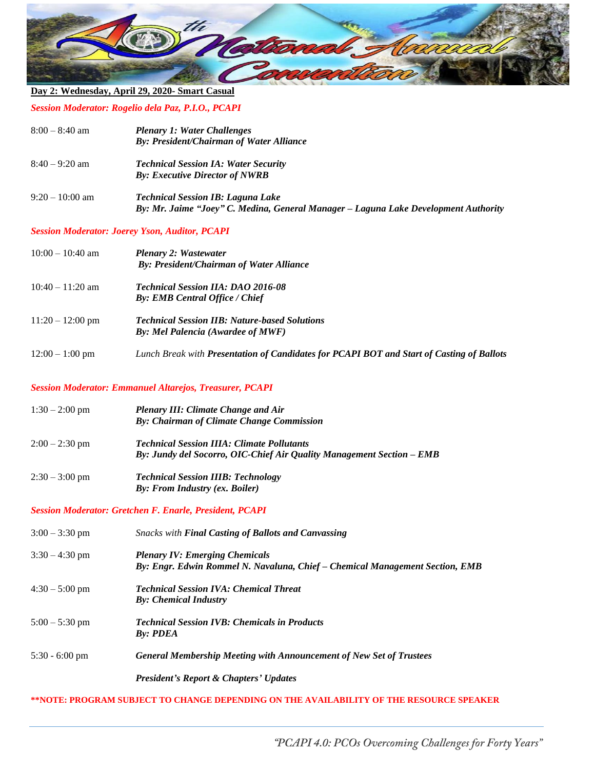**Day 2: Wednesday, April 29, 2020- Smart Casual**

***Session Moderator: Rogelio dela Paz, P.I.O., PCAPI***

| | |
|---|---|
| 8:00 – 8:40 am | ***Plenary 1: Water Challenges***<br>***By: President/Chairman of Water Alliance*** |
| 8:40 – 9:20 am | ***Technical Session IA: Water Security***<br>***By: Executive Director of NWRB*** |
| 9:20 – 10:00 am | ***Technical Session IB: Laguna Lake***<br>***By: Mr. Jaime "Joey" C. Medina, General Manager – Laguna Lake Development Authority*** |

***Session Moderator: Joerey Yson, Auditor, PCAPI***

| | |
|---|---|
| 10:00 – 10:40 am | ***Plenary 2: Wastewater***<br>***By: President/Chairman of Water Alliance*** |
| 10:40 – 11:20 am | ***Technical Session IIA: DAO 2016-08***<br>***By: EMB Central Office / Chief*** |
| 11:20 – 12:00 pm | ***Technical Session IIB: Nature-based Solutions***<br>***By: Mel Palencia (Awardee of MWF)*** |
| 12:00 – 1:00 pm | *Lunch Break with* ***Presentation of Candidates for PCAPI BOT and Start of Casting of Ballots*** |

***Session Moderator: Emmanuel Altarejos, Treasurer, PCAPI***

| | |
|---|---|
| 1:30 – 2:00 pm | ***Plenary III: Climate Change and Air***<br>***By: Chairman of Climate Change Commission*** |
| 2:00 – 2:30 pm | ***Technical Session IIIA: Climate Pollutants***<br>***By: Jundy del Socorro, OIC-Chief Air Quality Management Section – EMB*** |
| 2:30 – 3:00 pm | ***Technical Session IIIB: Technology***<br>***By: From Industry (ex. Boiler)*** |

***Session Moderator: Gretchen F. Enarle, President, PCAPI***

| | |
|---|---|
| 3:00 – 3:30 pm | *Snacks with* ***Final Casting of Ballots and Canvassing*** |
| 3:30 – 4:30 pm | ***Plenary IV: Emerging Chemicals***<br>***By: Engr. Edwin Rommel N. Navaluna, Chief – Chemical Management Section, EMB*** |
| 4:30 – 5:00 pm | ***Technical Session IVA: Chemical Threat***<br>***By: Chemical Industry*** |
| 5:00 – 5:30 pm | ***Technical Session IVB: Chemicals in Products***<br>***By: PDEA*** |
| 5:30 - 6:00 pm | ***General Membership Meeting with Announcement of New Set of Trustees***<br><br>***President's Report & Chapters' Updates*** |

**\*\*NOTE: PROGRAM SUBJECT TO CHANGE DEPENDING ON THE AVAILABILITY OF THE RESOURCE SPEAKER**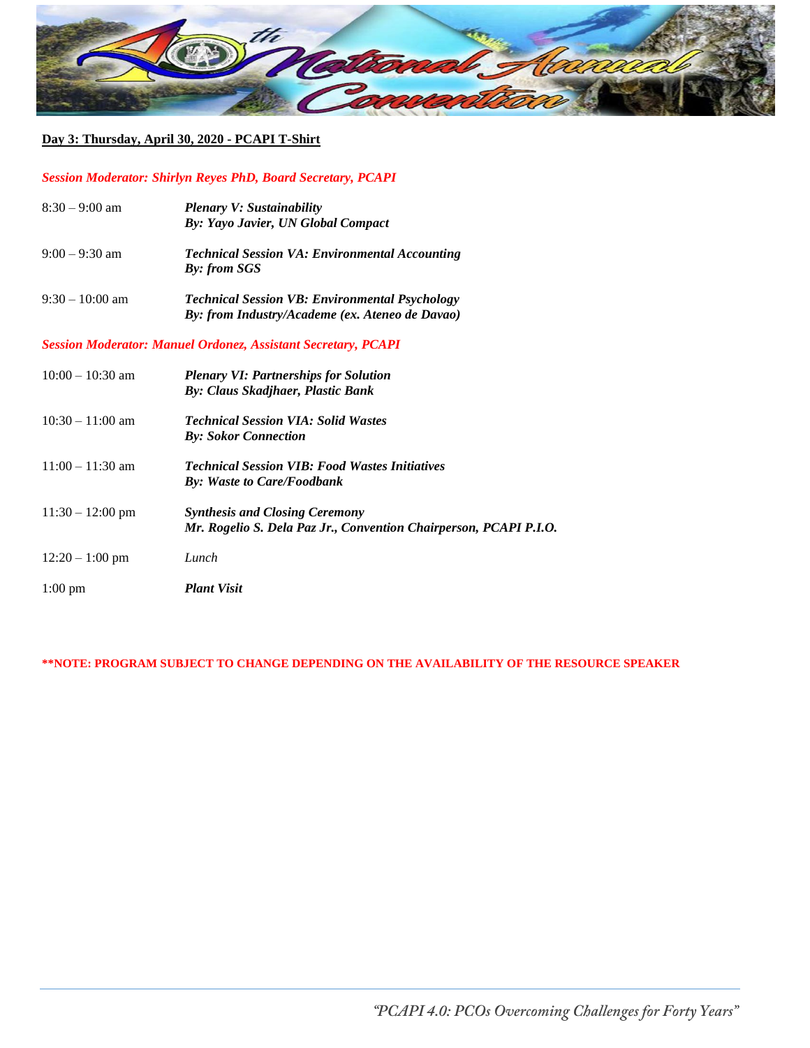**Day 3: Thursday, April 30, 2020 - PCAPI T-Shirt**

***Session Moderator: Shirlyn Reyes PhD, Board Secretary, PCAPI***

| | |
|---|---|
| 8:30 – 9:00 am | ***Plenary V: Sustainability*** <br> ***By: Yayo Javier, UN Global Compact*** |
| 9:00 – 9:30 am | ***Technical Session VA: Environmental Accounting*** <br> ***By: from SGS*** |
| 9:30 – 10:00 am | ***Technical Session VB: Environmental Psychology*** <br> ***By: from Industry/Academe (ex. Ateneo de Davao)*** |

***Session Moderator: Manuel Ordonez, Assistant Secretary, PCAPI***

| | |
|---|---|
| 10:00 – 10:30 am | ***Plenary VI: Partnerships for Solution*** <br> ***By: Claus Skadjhaer, Plastic Bank*** |
| 10:30 – 11:00 am | ***Technical Session VIA: Solid Wastes*** <br> ***By: Sokor Connection*** |
| 11:00 – 11:30 am | ***Technical Session VIB: Food Wastes Initiatives*** <br> ***By: Waste to Care/Foodbank*** |
| 11:30 – 12:00 pm | ***Synthesis and Closing Ceremony*** <br> ***Mr. Rogelio S. Dela Paz Jr., Convention Chairperson, PCAPI P.I.O.*** |
| 12:20 – 1:00 pm | *Lunch* |
| 1:00 pm | ***Plant Visit*** |

****NOTE: PROGRAM SUBJECT TO CHANGE DEPENDING ON THE AVAILABILITY OF THE RESOURCE SPEAKER**